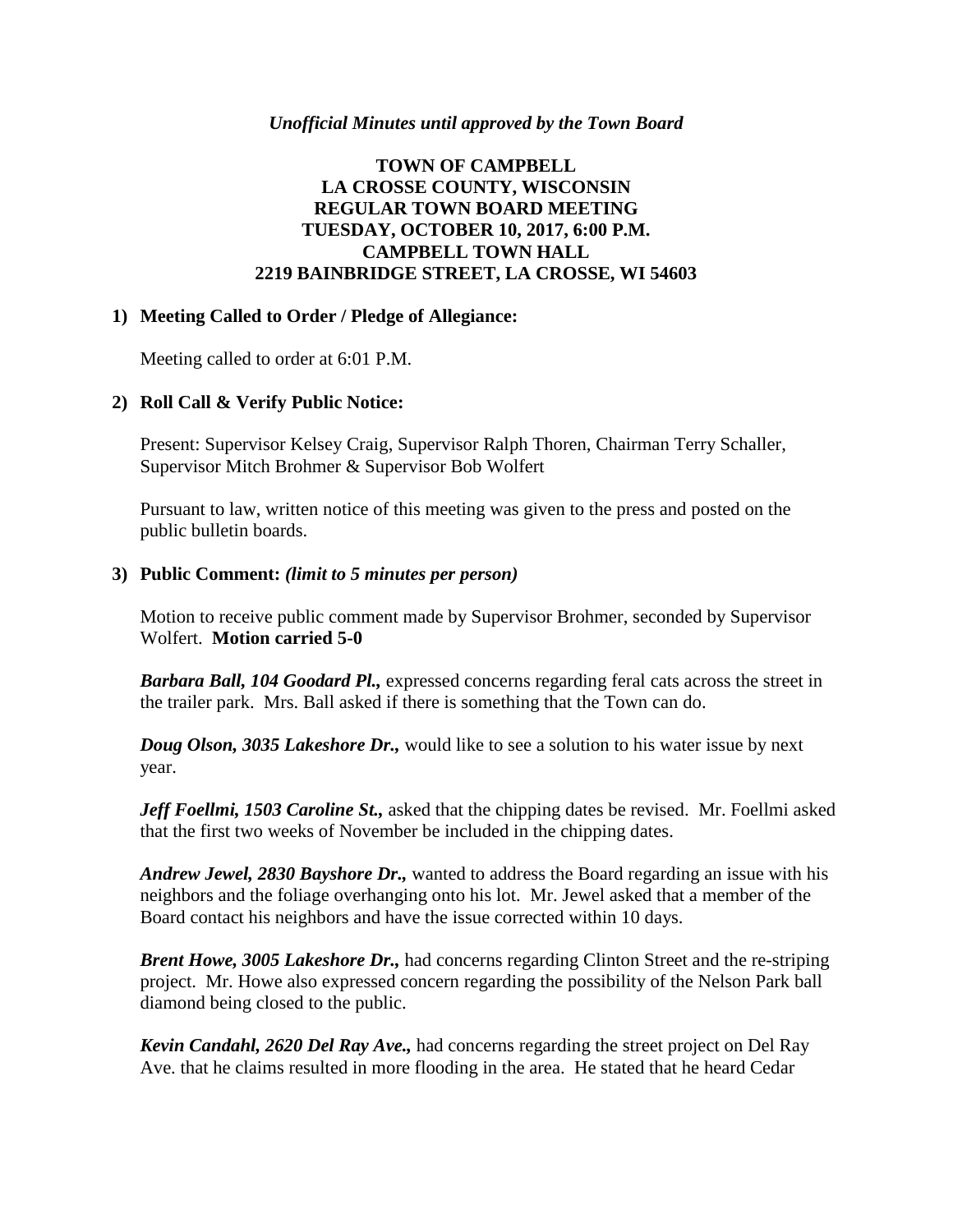*Unofficial Minutes until approved by the Town Board*

**TOWN OF CAMPBELL**
**LA CROSSE COUNTY, WISCONSIN**
**REGULAR TOWN BOARD MEETING**
**TUESDAY, OCTOBER 10, 2017, 6:00 P.M.**
**CAMPBELL TOWN HALL**
**2219 BAINBRIDGE STREET, LA CROSSE, WI 54603**

**1) Meeting Called to Order / Pledge of Allegiance:**

Meeting called to order at 6:01 P.M.

**2) Roll Call & Verify Public Notice:**

Present: Supervisor Kelsey Craig, Supervisor Ralph Thoren, Chairman Terry Schaller, Supervisor Mitch Brohmer & Supervisor Bob Wolfert

Pursuant to law, written notice of this meeting was given to the press and posted on the public bulletin boards.

**3) Public Comment:** ***(limit to 5 minutes per person)***

Motion to receive public comment made by Supervisor Brohmer, seconded by Supervisor Wolfert. **Motion carried 5-0**

***Barbara Ball, 104 Goodard Pl.,*** expressed concerns regarding feral cats across the street in the trailer park. Mrs. Ball asked if there is something that the Town can do.

***Doug Olson, 3035 Lakeshore Dr.,*** would like to see a solution to his water issue by next year.

***Jeff Foellmi, 1503 Caroline St.,*** asked that the chipping dates be revised. Mr. Foellmi asked that the first two weeks of November be included in the chipping dates.

***Andrew Jewel, 2830 Bayshore Dr.,*** wanted to address the Board regarding an issue with his neighbors and the foliage overhanging onto his lot. Mr. Jewel asked that a member of the Board contact his neighbors and have the issue corrected within 10 days.

***Brent Howe, 3005 Lakeshore Dr.,*** had concerns regarding Clinton Street and the re-striping project. Mr. Howe also expressed concern regarding the possibility of the Nelson Park ball diamond being closed to the public.

***Kevin Candahl, 2620 Del Ray Ave.,*** had concerns regarding the street project on Del Ray Ave. that he claims resulted in more flooding in the area. He stated that he heard Cedar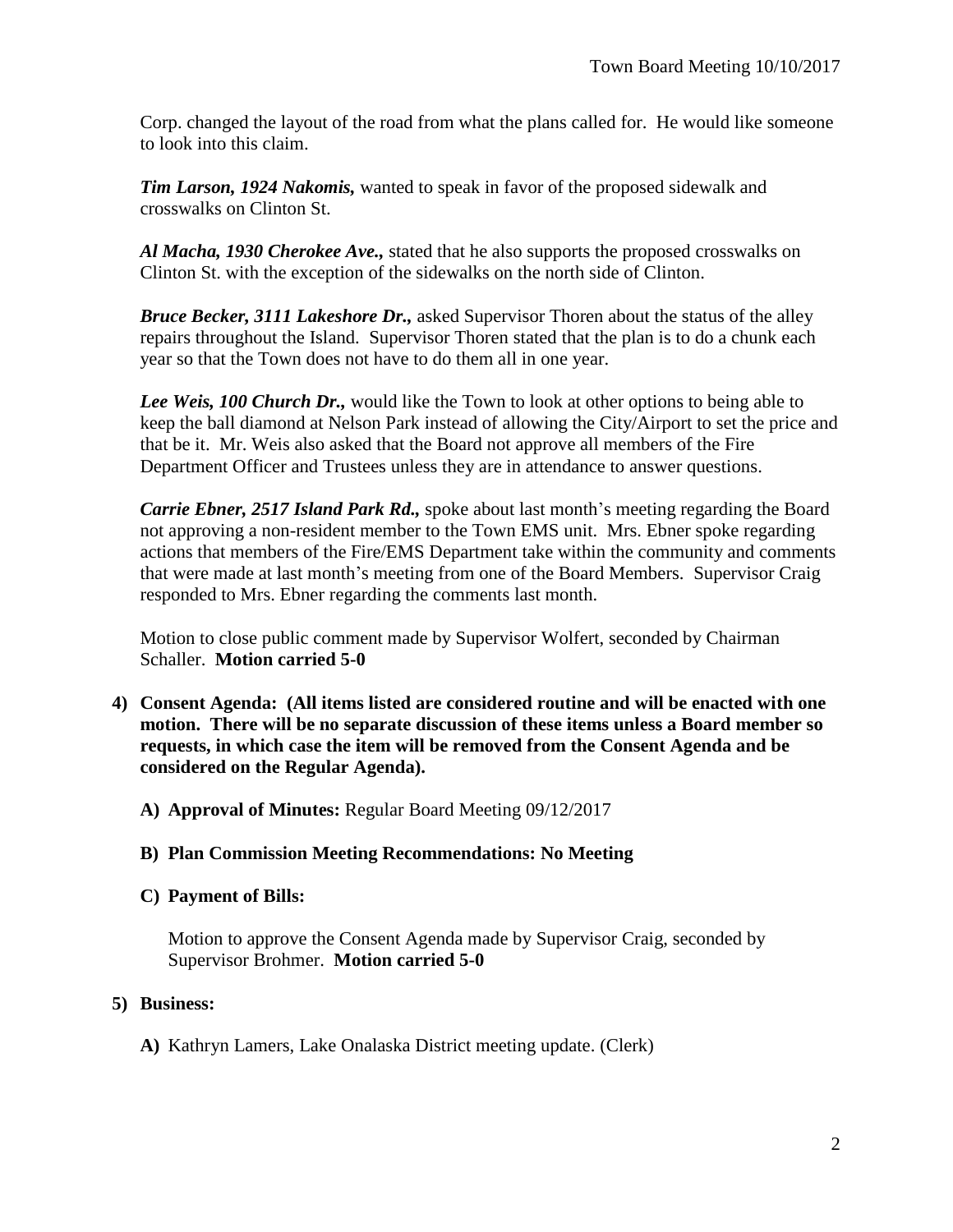Corp. changed the layout of the road from what the plans called for. He would like someone to look into this claim.

***Tim Larson, 1924 Nakomis,*** wanted to speak in favor of the proposed sidewalk and crosswalks on Clinton St.

***Al Macha, 1930 Cherokee Ave.,*** stated that he also supports the proposed crosswalks on Clinton St. with the exception of the sidewalks on the north side of Clinton.

***Bruce Becker, 3111 Lakeshore Dr.,*** asked Supervisor Thoren about the status of the alley repairs throughout the Island. Supervisor Thoren stated that the plan is to do a chunk each year so that the Town does not have to do them all in one year.

***Lee Weis, 100 Church Dr.,*** would like the Town to look at other options to being able to keep the ball diamond at Nelson Park instead of allowing the City/Airport to set the price and that be it. Mr. Weis also asked that the Board not approve all members of the Fire Department Officer and Trustees unless they are in attendance to answer questions.

***Carrie Ebner, 2517 Island Park Rd.,*** spoke about last month's meeting regarding the Board not approving a non-resident member to the Town EMS unit. Mrs. Ebner spoke regarding actions that members of the Fire/EMS Department take within the community and comments that were made at last month's meeting from one of the Board Members. Supervisor Craig responded to Mrs. Ebner regarding the comments last month.

Motion to close public comment made by Supervisor Wolfert, seconded by Chairman Schaller. **Motion carried 5-0**

**4) Consent Agenda: (All items listed are considered routine and will be enacted with one motion. There will be no separate discussion of these items unless a Board member so requests, in which case the item will be removed from the Consent Agenda and be considered on the Regular Agenda).**

**A) Approval of Minutes:** Regular Board Meeting 09/12/2017

**B) Plan Commission Meeting Recommendations: No Meeting**

**C) Payment of Bills:**

Motion to approve the Consent Agenda made by Supervisor Craig, seconded by Supervisor Brohmer. **Motion carried 5-0**

**5) Business:**

**A)** Kathryn Lamers, Lake Onalaska District meeting update. (Clerk)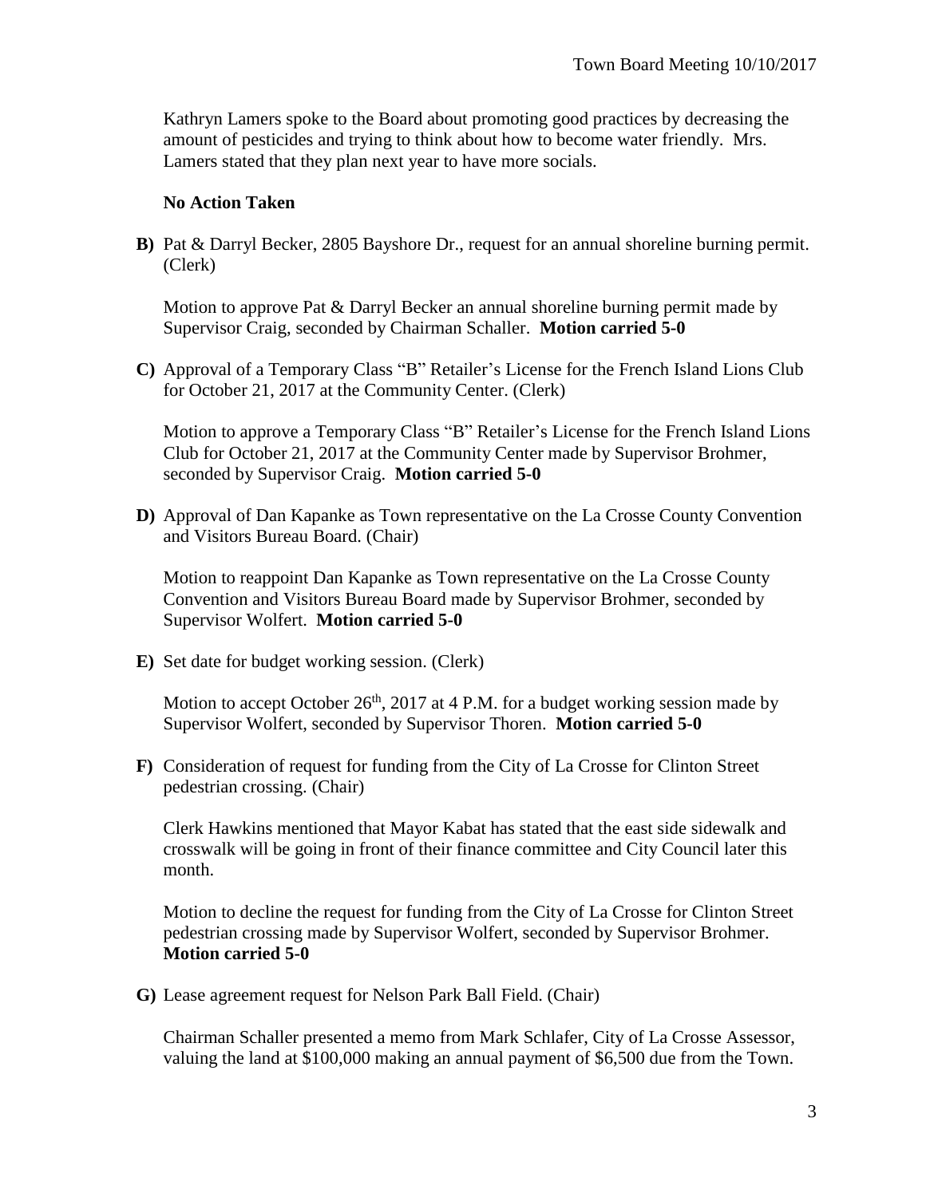Kathryn Lamers spoke to the Board about promoting good practices by decreasing the amount of pesticides and trying to think about how to become water friendly. Mrs. Lamers stated that they plan next year to have more socials.

**No Action Taken**

**B)** Pat & Darryl Becker, 2805 Bayshore Dr., request for an annual shoreline burning permit. (Clerk)

Motion to approve Pat & Darryl Becker an annual shoreline burning permit made by Supervisor Craig, seconded by Chairman Schaller. **Motion carried 5-0**

**C)** Approval of a Temporary Class "B" Retailer's License for the French Island Lions Club for October 21, 2017 at the Community Center. (Clerk)

Motion to approve a Temporary Class "B" Retailer's License for the French Island Lions Club for October 21, 2017 at the Community Center made by Supervisor Brohmer, seconded by Supervisor Craig. **Motion carried 5-0**

**D)** Approval of Dan Kapanke as Town representative on the La Crosse County Convention and Visitors Bureau Board. (Chair)

Motion to reappoint Dan Kapanke as Town representative on the La Crosse County Convention and Visitors Bureau Board made by Supervisor Brohmer, seconded by Supervisor Wolfert. **Motion carried 5-0**

**E)** Set date for budget working session. (Clerk)

Motion to accept October 26th, 2017 at 4 P.M. for a budget working session made by Supervisor Wolfert, seconded by Supervisor Thoren. **Motion carried 5-0**

**F)** Consideration of request for funding from the City of La Crosse for Clinton Street pedestrian crossing. (Chair)

Clerk Hawkins mentioned that Mayor Kabat has stated that the east side sidewalk and crosswalk will be going in front of their finance committee and City Council later this month.

Motion to decline the request for funding from the City of La Crosse for Clinton Street pedestrian crossing made by Supervisor Wolfert, seconded by Supervisor Brohmer. **Motion carried 5-0**

**G)** Lease agreement request for Nelson Park Ball Field. (Chair)

Chairman Schaller presented a memo from Mark Schlafer, City of La Crosse Assessor, valuing the land at $100,000 making an annual payment of $6,500 due from the Town.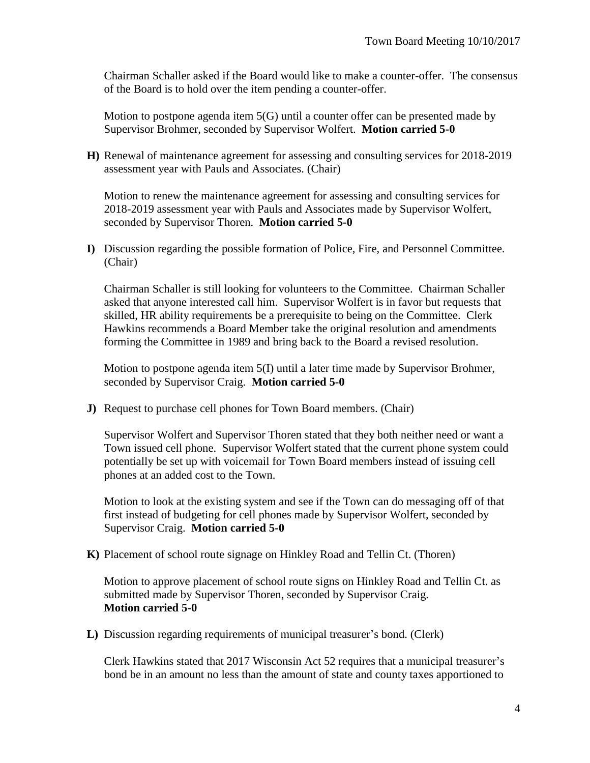Chairman Schaller asked if the Board would like to make a counter-offer. The consensus of the Board is to hold over the item pending a counter-offer.

Motion to postpone agenda item 5(G) until a counter offer can be presented made by Supervisor Brohmer, seconded by Supervisor Wolfert. **Motion carried 5-0**

**H)** Renewal of maintenance agreement for assessing and consulting services for 2018-2019 assessment year with Pauls and Associates. (Chair)

Motion to renew the maintenance agreement for assessing and consulting services for 2018-2019 assessment year with Pauls and Associates made by Supervisor Wolfert, seconded by Supervisor Thoren. **Motion carried 5-0**

**I)** Discussion regarding the possible formation of Police, Fire, and Personnel Committee. (Chair)

Chairman Schaller is still looking for volunteers to the Committee. Chairman Schaller asked that anyone interested call him. Supervisor Wolfert is in favor but requests that skilled, HR ability requirements be a prerequisite to being on the Committee. Clerk Hawkins recommends a Board Member take the original resolution and amendments forming the Committee in 1989 and bring back to the Board a revised resolution.

Motion to postpone agenda item 5(I) until a later time made by Supervisor Brohmer, seconded by Supervisor Craig. **Motion carried 5-0**

**J)** Request to purchase cell phones for Town Board members. (Chair)

Supervisor Wolfert and Supervisor Thoren stated that they both neither need or want a Town issued cell phone. Supervisor Wolfert stated that the current phone system could potentially be set up with voicemail for Town Board members instead of issuing cell phones at an added cost to the Town.

Motion to look at the existing system and see if the Town can do messaging off of that first instead of budgeting for cell phones made by Supervisor Wolfert, seconded by Supervisor Craig. **Motion carried 5-0**

**K)** Placement of school route signage on Hinkley Road and Tellin Ct. (Thoren)

Motion to approve placement of school route signs on Hinkley Road and Tellin Ct. as submitted made by Supervisor Thoren, seconded by Supervisor Craig.
**Motion carried 5-0**

**L)** Discussion regarding requirements of municipal treasurer's bond. (Clerk)

Clerk Hawkins stated that 2017 Wisconsin Act 52 requires that a municipal treasurer's bond be in an amount no less than the amount of state and county taxes apportioned to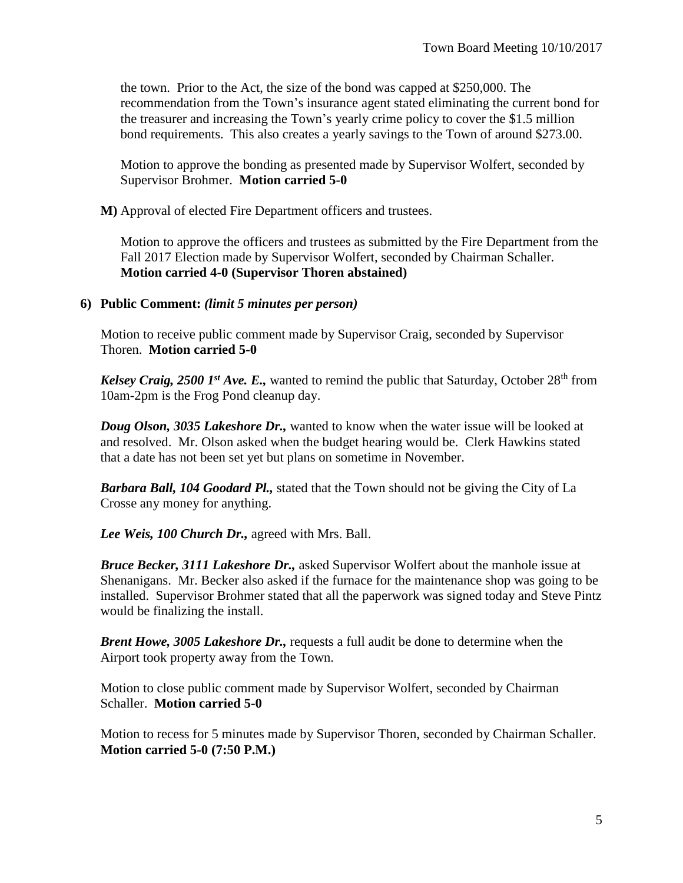the town. Prior to the Act, the size of the bond was capped at $250,000. The recommendation from the Town's insurance agent stated eliminating the current bond for the treasurer and increasing the Town's yearly crime policy to cover the $1.5 million bond requirements. This also creates a yearly savings to the Town of around $273.00.

Motion to approve the bonding as presented made by Supervisor Wolfert, seconded by Supervisor Brohmer. **Motion carried 5-0**

**M)** Approval of elected Fire Department officers and trustees.

Motion to approve the officers and trustees as submitted by the Fire Department from the Fall 2017 Election made by Supervisor Wolfert, seconded by Chairman Schaller. **Motion carried 4-0 (Supervisor Thoren abstained)**

**6) Public Comment:** ***(limit 5 minutes per person)***

Motion to receive public comment made by Supervisor Craig, seconded by Supervisor Thoren. **Motion carried 5-0**

***Kelsey Craig, 2500 1st Ave. E.,*** wanted to remind the public that Saturday, October 28th from 10am-2pm is the Frog Pond cleanup day.

***Doug Olson, 3035 Lakeshore Dr.,*** wanted to know when the water issue will be looked at and resolved. Mr. Olson asked when the budget hearing would be. Clerk Hawkins stated that a date has not been set yet but plans on sometime in November.

***Barbara Ball, 104 Goodard Pl.,*** stated that the Town should not be giving the City of La Crosse any money for anything.

***Lee Weis, 100 Church Dr.,*** agreed with Mrs. Ball.

***Bruce Becker, 3111 Lakeshore Dr.,*** asked Supervisor Wolfert about the manhole issue at Shenanigans. Mr. Becker also asked if the furnace for the maintenance shop was going to be installed. Supervisor Brohmer stated that all the paperwork was signed today and Steve Pintz would be finalizing the install.

***Brent Howe, 3005 Lakeshore Dr.,*** requests a full audit be done to determine when the Airport took property away from the Town.

Motion to close public comment made by Supervisor Wolfert, seconded by Chairman Schaller. **Motion carried 5-0**

Motion to recess for 5 minutes made by Supervisor Thoren, seconded by Chairman Schaller. **Motion carried 5-0 (7:50 P.M.)**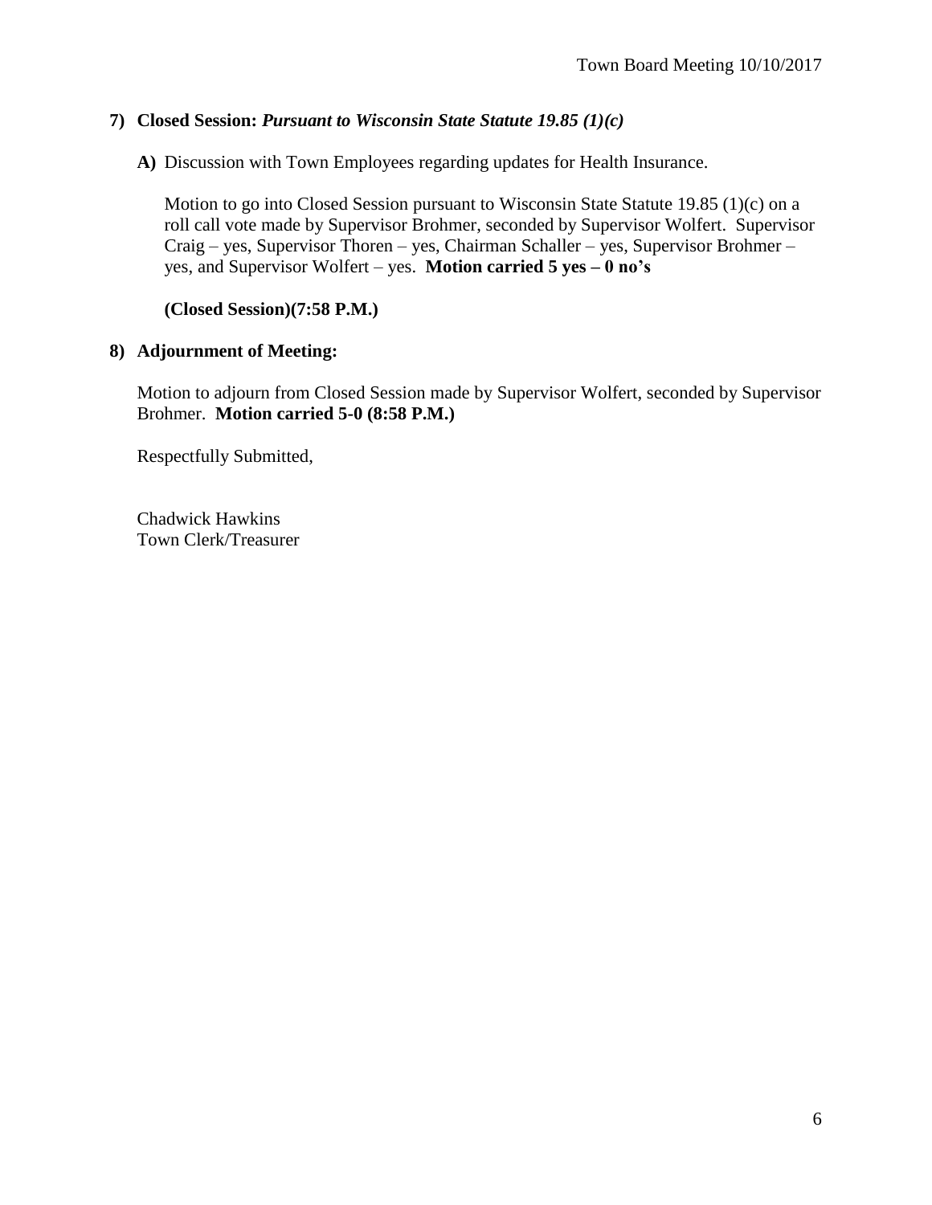**7) Closed Session:** ***Pursuant to Wisconsin State Statute 19.85 (1)(c)***

**A)** Discussion with Town Employees regarding updates for Health Insurance.

Motion to go into Closed Session pursuant to Wisconsin State Statute 19.85 (1)(c) on a roll call vote made by Supervisor Brohmer, seconded by Supervisor Wolfert. Supervisor Craig – yes, Supervisor Thoren – yes, Chairman Schaller – yes, Supervisor Brohmer – yes, and Supervisor Wolfert – yes. **Motion carried 5 yes – 0 no's**

**(Closed Session)(7:58 P.M.)**

**8) Adjournment of Meeting:**

Motion to adjourn from Closed Session made by Supervisor Wolfert, seconded by Supervisor Brohmer. **Motion carried 5-0 (8:58 P.M.)**

Respectfully Submitted,

Chadwick Hawkins
Town Clerk/Treasurer